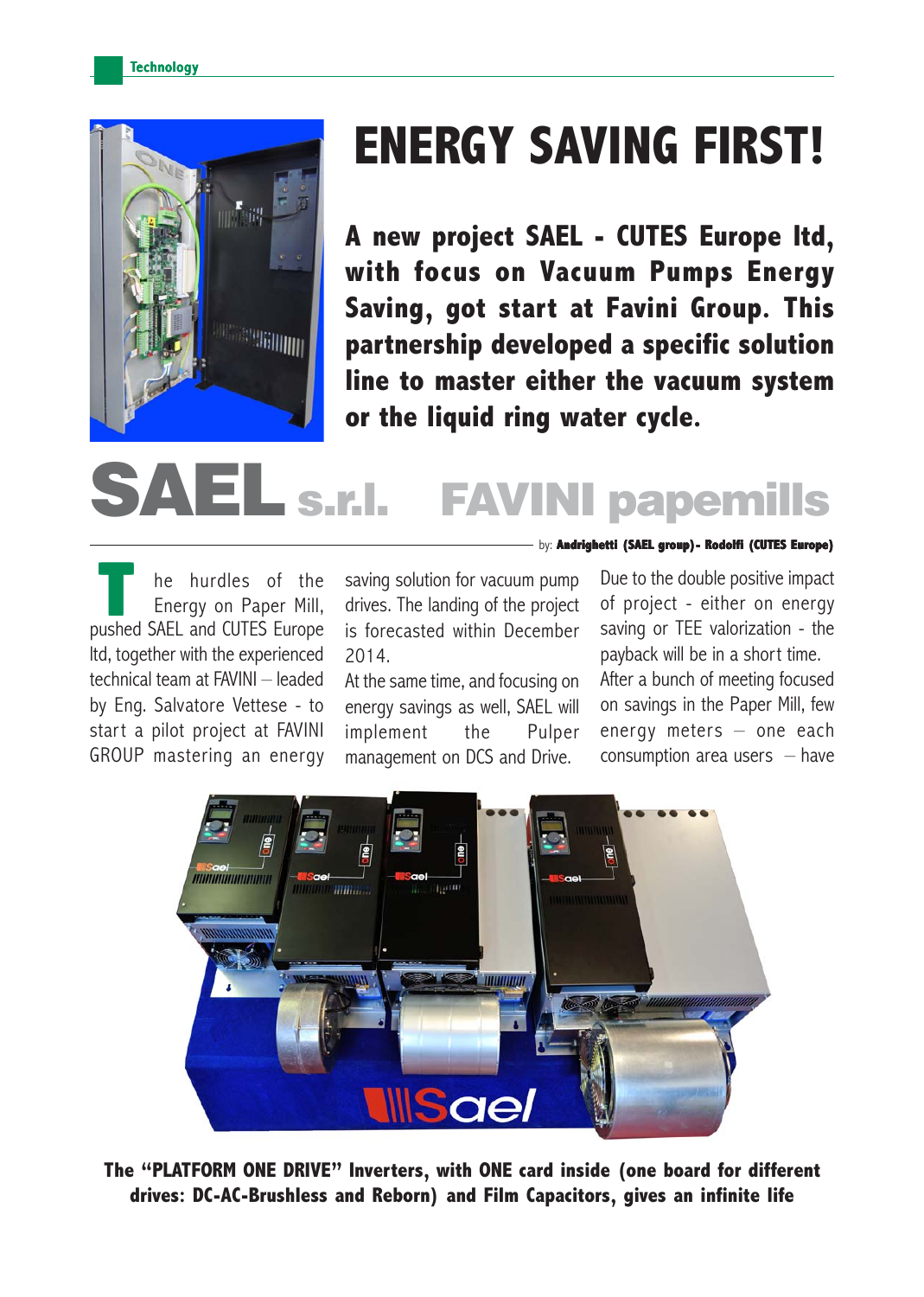# ENERGY SAVING FIRST!

**A new project SAEL - CUTES Europe ltd, with focus on Vacuum Pumps Energy Saving, got start at Favini Group. This partnership developed a specific solution line to master either the vacuum system or the liquid ring water cycle.**

## SAEL s.r.l. FAVINI papemills

by: **Andrighetti (SAEL group)- Rodolfi (CUTES Europe)**

The hurdles of the Energy on Paper Mill, pushed SAEL and CUTES Europe ltd, together with the experienced technical team at FAVINI – leaded by Eng. Salvatore Vettese - to start a pilot project at FAVINI GROUP mastering an energy saving solution for vacuum pump drives. The landing of the project is forecasted within December 2014.

At the same time, and focusing on energy savings as well, SAEL will implement the Pulper management on DCS and Drive.

Due to the double positive impact of project - either on energy saving or TEE valorization - the payback will be in a short time.

After a bunch of meeting focused on savings in the Paper Mill, few energy meters – one each consumption area users – have

**The "PLATFORM ONE DRIVE" Inverters, with ONE card inside (one board for different drives: DC-AC-Brushless and Reborn) and Film Capacitors, gives an infinite life**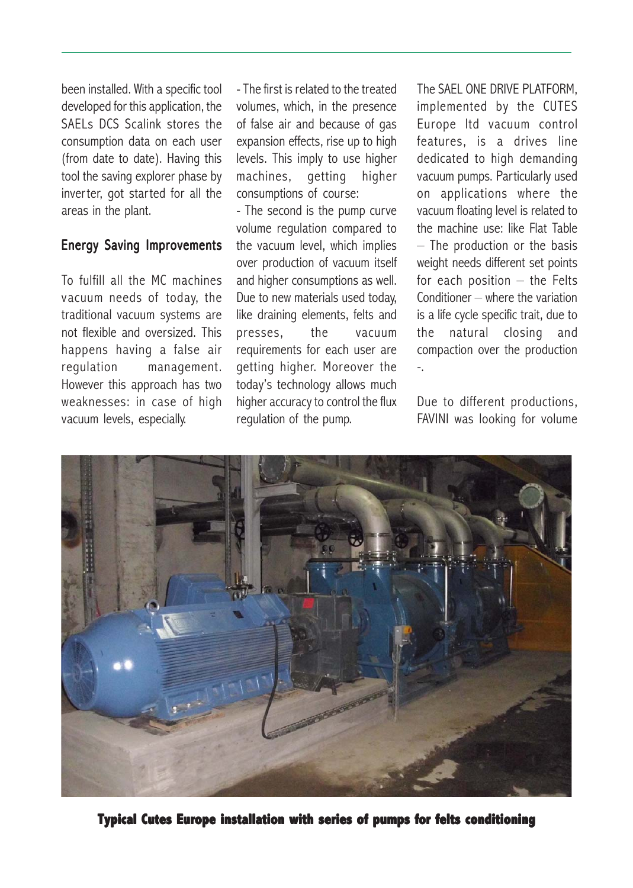been installed. With a specific tool developed for this application, the SAELs DCS Scalink stores the consumption data on each user (from date to date). Having this tool the saving explorer phase by inverter, got started for all the areas in the plant.

## Energy Saving Improvements

To fulfill all the MC machines vacuum needs of today, the traditional vacuum systems are not flexible and oversized. This happens having a false air regulation management. However this approach has two weaknesses: in case of high vacuum levels, especially.

- The first is related to the treated volumes, which, in the presence of false air and because of gas expansion effects, rise up to high levels. This imply to use higher machines, getting higher consumptions of course:
- The second is the pump curve volume regulation compared to the vacuum level, which implies over production of vacuum itself and higher consumptions as well. Due to new materials used today, like draining elements, felts and presses, the vacuum requirements for each user are getting higher. Moreover the today's technology allows much higher accuracy to control the flux regulation of the pump.

The SAEL ONE DRIVE PLATFORM, implemented by the CUTES Europe ltd vacuum control features, is a drives line dedicated to high demanding vacuum pumps. Particularly used on applications where the vacuum floating level is related to the machine use: like Flat Table – The production or the basis weight needs different set points for each position – the Felts Conditioner – where the variation is a life cycle specific trait, due to the natural closing and compaction over the production -.

Due to different productions, FAVINI was looking for volume

**Typical Cutes Europe installation with series of pumps for felts conditioning**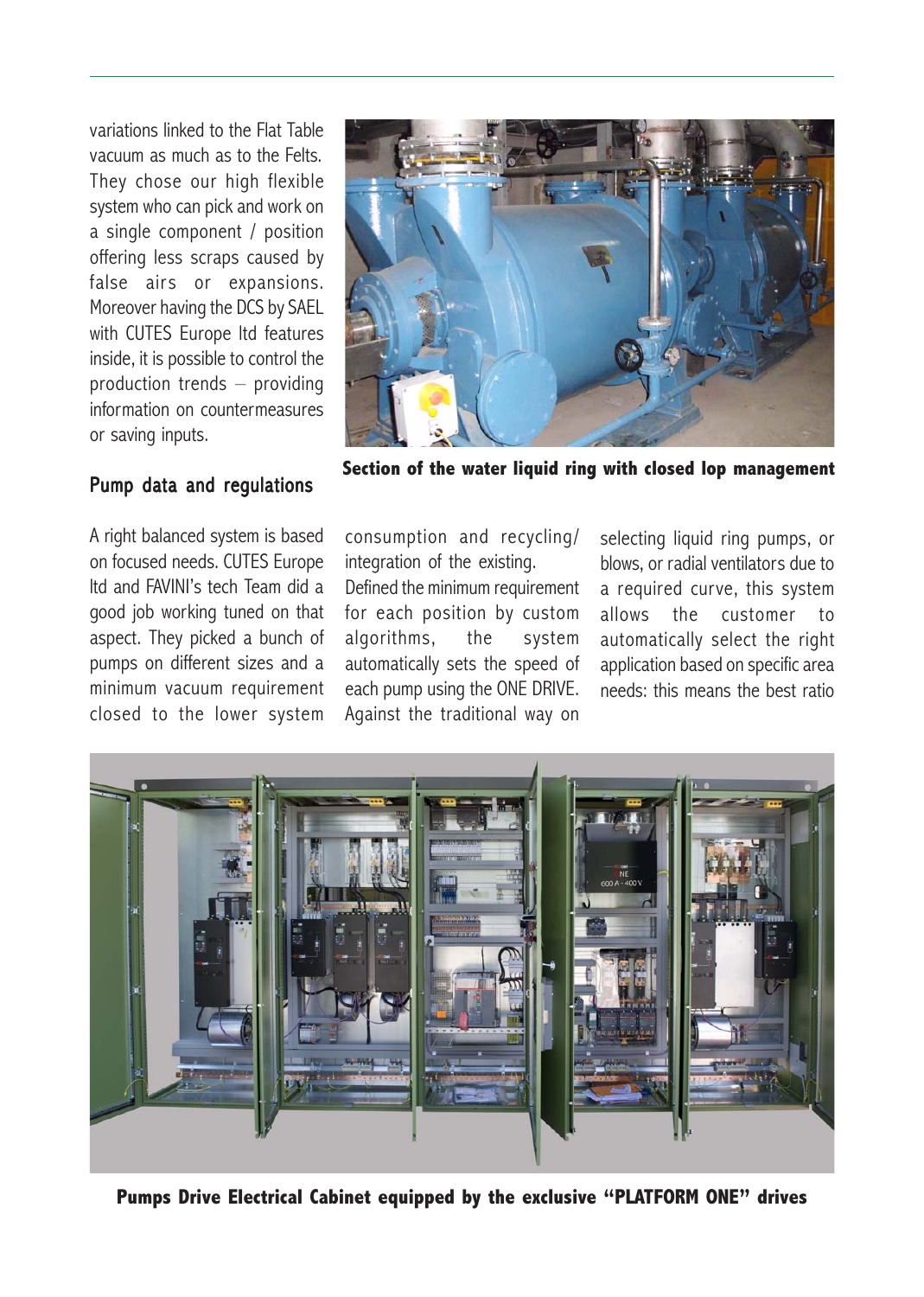variations linked to the Flat Table vacuum as much as to the Felts. They chose our high flexible system who can pick and work on a single component / position offering less scraps caused by false airs or expansions. Moreover having the DCS by SAEL with CUTES Europe ltd features inside, it is possible to control the production trends – providing information on countermeasures or saving inputs.

**Section of the water liquid ring with closed lop management**

## Pump data and regulations

A right balanced system is based on focused needs. CUTES Europe ltd and FAVINI's tech Team did a good job working tuned on that aspect. They picked a bunch of pumps on different sizes and a minimum vacuum requirement closed to the lower system consumption and recycling/ integration of the existing. Defined the minimum requirement for each position by custom algorithms, the system automatically sets the speed of each pump using the ONE DRIVE. Against the traditional way on selecting liquid ring pumps, or blows, or radial ventilators due to a required curve, this system allows the customer to automatically select the right application based on specific area needs: this means the best ratio

**Pumps Drive Electrical Cabinet equipped by the exclusive "PLATFORM ONE" drives**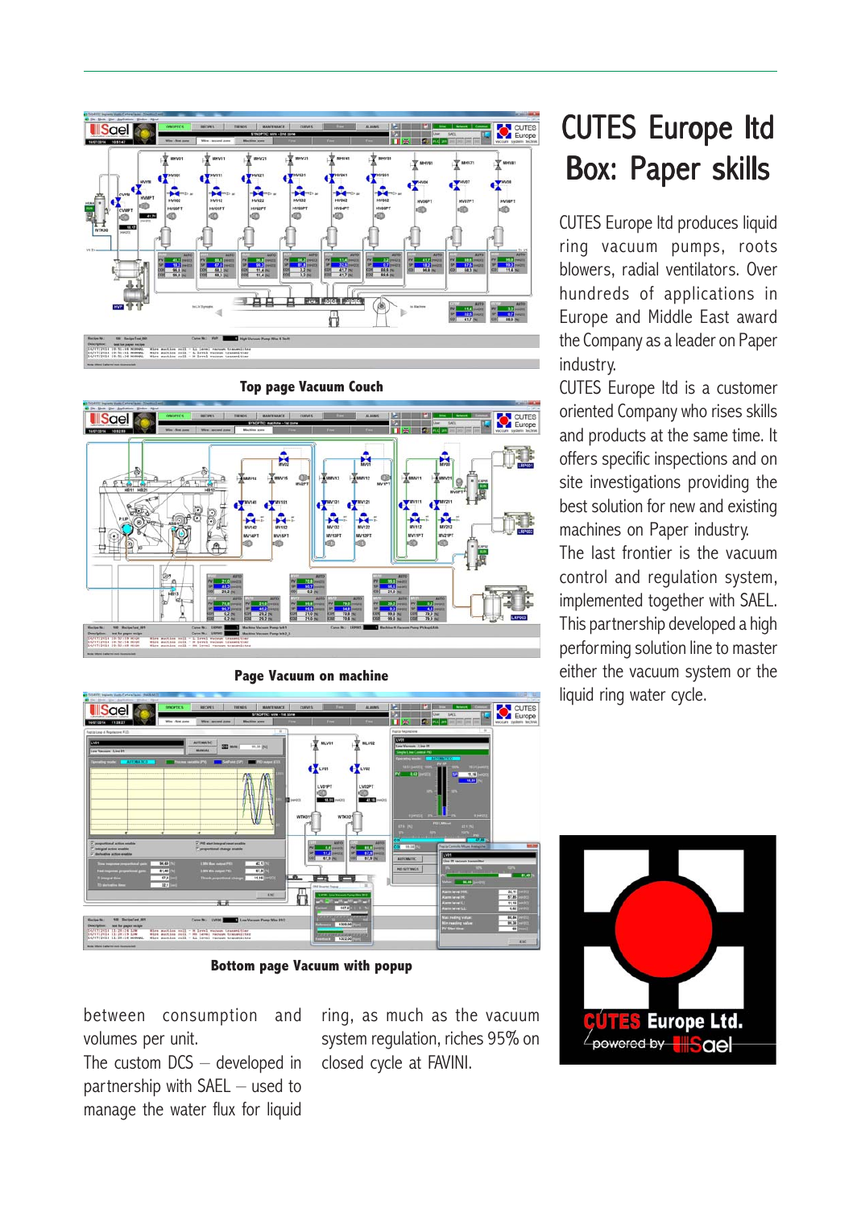# CUTES Europe ltd Box: Paper skills

CUTES Europe ltd produces liquid ring vacuum pumps, roots blowers, radial ventilators. Over hundreds of applications in Europe and Middle East award the Company as a leader on Paper industry.

CUTES Europe ltd is a customer oriented Company who rises skills and products at the same time. It offers specific inspections and on site investigations providing the best solution for new and existing machines on Paper industry.

The last frontier is the vacuum control and regulation system, implemented together with SAEL. This partnership developed a high performing solution line to master either the vacuum system or the liquid ring water cycle.

Top page Vacuum Couch

Page Vacuum on machine

Bottom page Vacuum with popup

between consumption and volumes per unit.

The custom DCS – developed in partnership with SAEL – used to manage the water flux for liquid ring, as much as the vacuum system regulation, riches 95% on closed cycle at FAVINI.

CUTES Europe Ltd. powered by Sael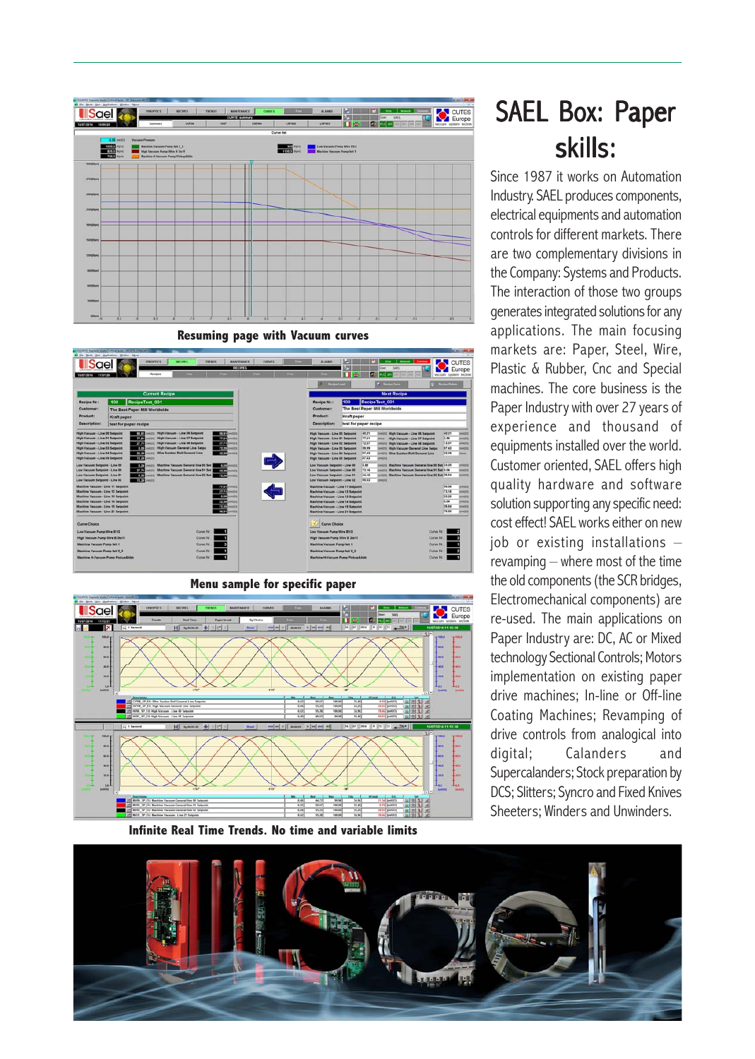# SAEL Box: Paper skills:

Since 1987 it works on Automation Industry. SAEL produces components, electrical equipments and automation controls for different markets. There are two complementary divisions in the Company: Systems and Products. The interaction of those two groups generates integrated solutions for any applications. The main focusing markets are: Paper, Steel, Wire, Plastic & Rubber, Cnc and Special machines. The core business is the Paper Industry with over 27 years of experience and thousand of equipments installed over the world. Customer oriented, SAEL offers high quality hardware and software solution supporting any specific need: cost effect! SAEL works either on new job or existing installations – revamping – where most of the time the old components (the SCR bridges, Electromechanical components) are re-used. The main applications on Paper Industry are: DC, AC or Mixed technology Sectional Controls; Motors implementation on existing paper drive machines; In-line or Off-line Coating Machines; Revamping of drive controls from analogical into digital; Calanders and Supercalanders; Stock preparation by DCS; Slitters; Syncro and Fixed Knives Sheeters; Winders and Unwinders.

Resuming page with Vacuum curves

Menu sample for specific paper

Infinite Real Time Trends. No time and variable limits